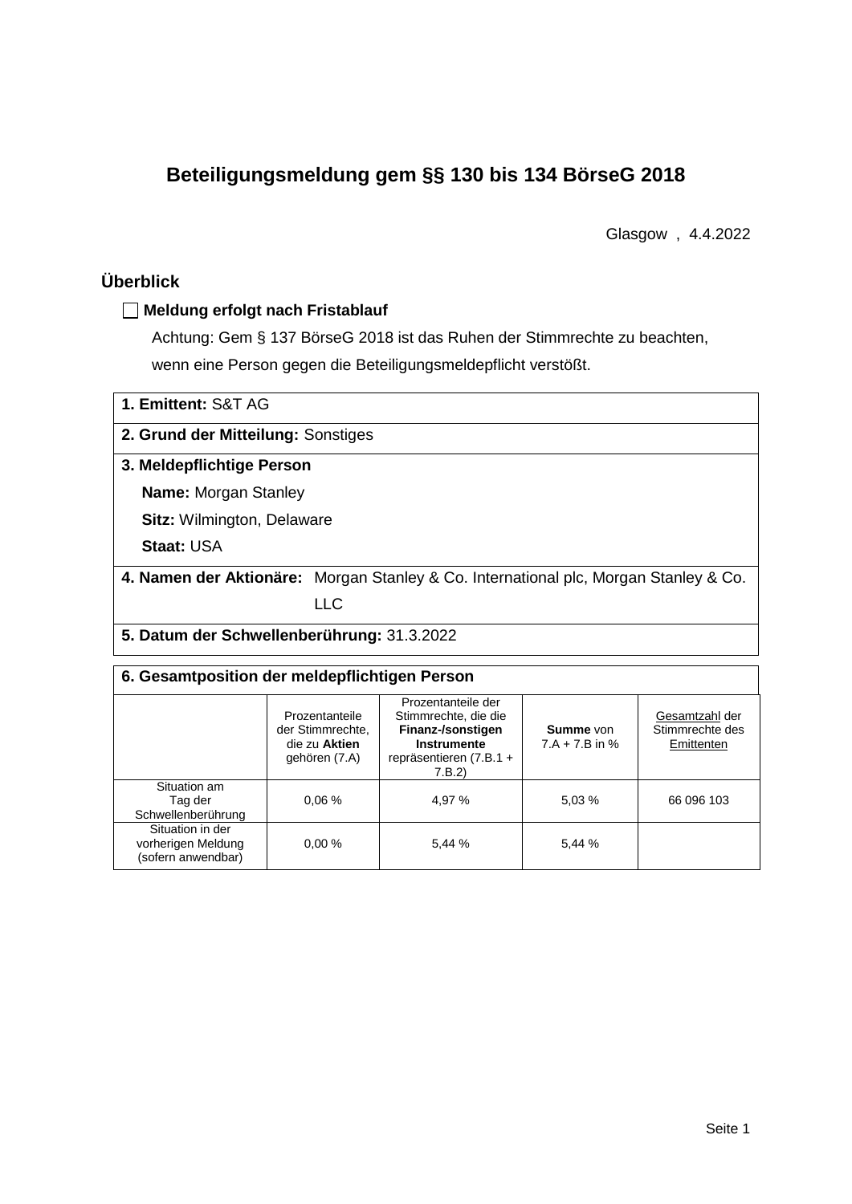# Beteiligungsmeldung gem §§ 130 bis 134 BörseG 2018

Glasgow , 4.4.2022

## Überblick

☐ **Meldung erfolgt nach Fristablauf**

Achtung: Gem § 137 BörseG 2018 ist das Ruhen der Stimmrechte zu beachten, wenn eine Person gegen die Beteiligungsmeldepflicht verstößt.

**1. Emittent:** S&T AG

**2. Grund der Mitteilung:** Sonstiges

**3. Meldepflichtige Person**

**Name:** Morgan Stanley

**Sitz:** Wilmington, Delaware

**Staat:** USA

**4. Namen der Aktionäre:** Morgan Stanley & Co. International plc, Morgan Stanley & Co. LLC

**5. Datum der Schwellenberührung:** 31.3.2022

**6. Gesamtposition der meldepflichtigen Person**

| | Prozentanteile der Stimmrechte, die zu **Aktien** gehören (7.A) | Prozentanteile der Stimmrechte, die die **Finanz-/sonstigen Instrumente** repräsentieren (7.B.1 + 7.B.2) | **Summe** von 7.A + 7.B in % | Gesamtzahl der Stimmrechte des Emittenten |
|---|---|---|---|---|
| Situation am Tag der Schwellenberührung | 0,06 % | 4,97 % | 5,03 % | 66 096 103 |
| Situation in der vorherigen Meldung (sofern anwendbar) | 0,00 % | 5,44 % | 5,44 % | |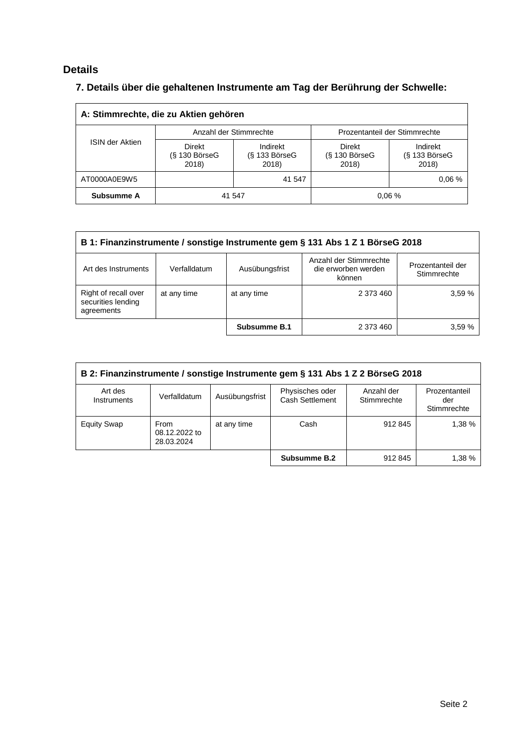## Details

### 7. Details über die gehaltenen Instrumente am Tag der Berührung der Schwelle:

| A: Stimmrechte, die zu Aktien gehören | | | | |
|---|---|---|---|---|
| ISIN der Aktien | Anzahl der Stimmrechte | | Prozentanteil der Stimmrechte | |
| | Direkt (§ 130 BörseG 2018) | Indirekt (§ 133 BörseG 2018) | Direkt (§ 130 BörseG 2018) | Indirekt (§ 133 BörseG 2018) |
| AT0000A0E9W5 | | 41 547 | | 0,06 % |
| **Subsumme A** | 41 547 | | 0,06 % | |

| B 1: Finanzinstrumente / sonstige Instrumente gem § 131 Abs 1 Z 1 BörseG 2018 | | | | |
|---|---|---|---|---|
| Art des Instruments | Verfalldatum | Ausübungsfrist | Anzahl der Stimmrechte die erworben werden können | Prozentanteil der Stimmrechte |
| Right of recall over securities lending agreements | at any time | at any time | 2 373 460 | 3,59 % |
| | | **Subsumme B.1** | 2 373 460 | 3,59 % |

| B 2: Finanzinstrumente / sonstige Instrumente gem § 131 Abs 1 Z 2 BörseG 2018 | | | | | |
|---|---|---|---|---|---|
| Art des Instruments | Verfalldatum | Ausübungsfrist | Physisches oder Cash Settlement | Anzahl der Stimmrechte | Prozentanteil der Stimmrechte |
| Equity Swap | From 08.12.2022 to 28.03.2024 | at any time | Cash | 912 845 | 1,38 % |
| | | | **Subsumme B.2** | 912 845 | 1,38 % |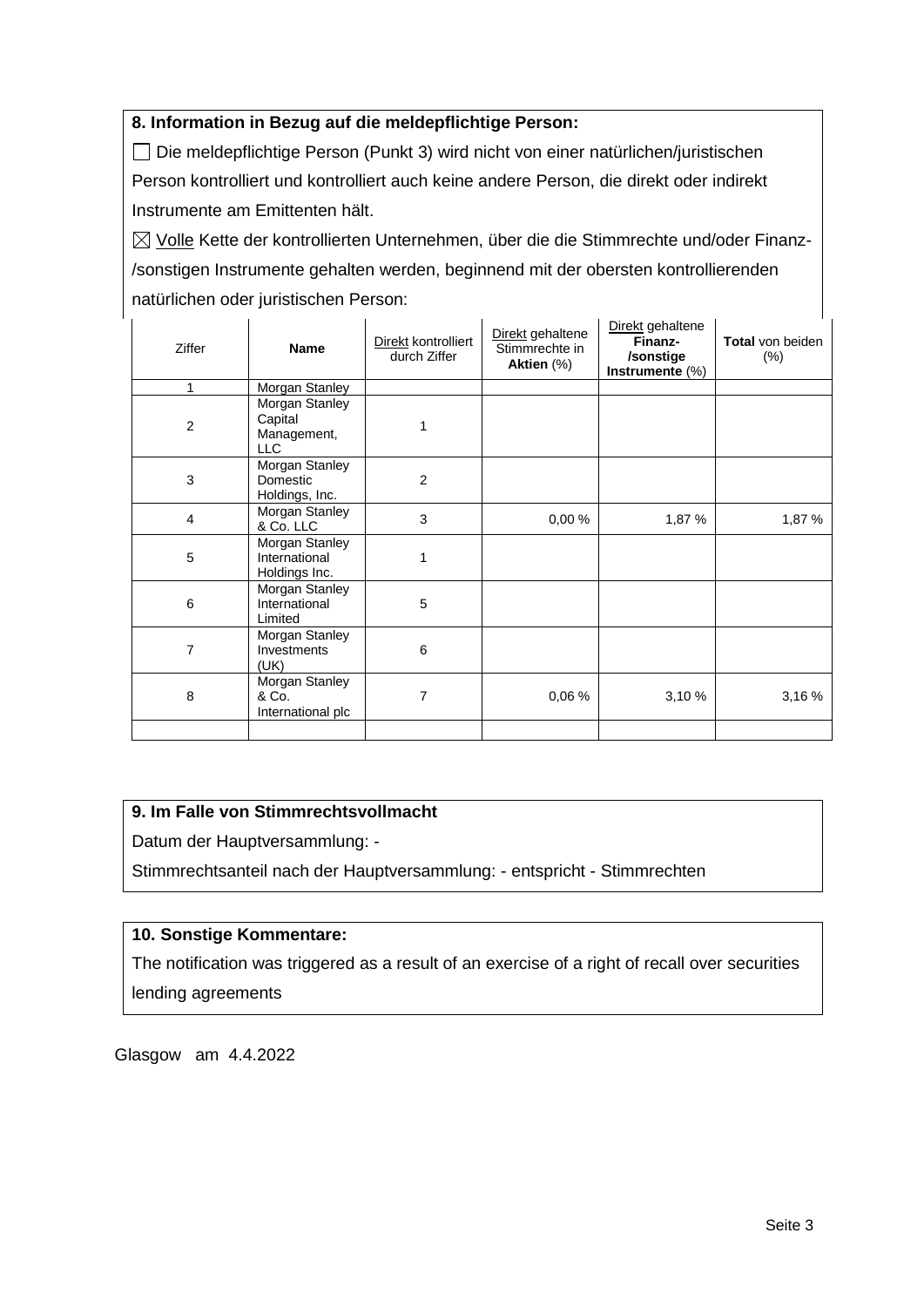### 8. Information in Bezug auf die meldepflichtige Person:

☐ Die meldepflichtige Person (Punkt 3) wird nicht von einer natürlichen/juristischen Person kontrolliert und kontrolliert auch keine andere Person, die direkt oder indirekt Instrumente am Emittenten hält.

☒ Volle Kette der kontrollierten Unternehmen, über die die Stimmrechte und/oder Finanz-/sonstigen Instrumente gehalten werden, beginnend mit der obersten kontrollierenden natürlichen oder juristischen Person:

| Ziffer | **Name** | Direkt kontrolliert durch Ziffer | Direkt gehaltene Stimmrechte in **Aktien** (%) | Direkt gehaltene **Finanz-/sonstige Instrumente** (%) | **Total** von beiden (%) |
|---|---|---|---|---|---|
| 1 | Morgan Stanley | | | | |
| 2 | Morgan Stanley Capital Management, LLC | 1 | | | |
| 3 | Morgan Stanley Domestic Holdings, Inc. | 2 | | | |
| 4 | Morgan Stanley & Co. LLC | 3 | 0,00 % | 1,87 % | 1,87 % |
| 5 | Morgan Stanley International Holdings Inc. | 1 | | | |
| 6 | Morgan Stanley International Limited | 5 | | | |
| 7 | Morgan Stanley Investments (UK) | 6 | | | |
| 8 | Morgan Stanley & Co. International plc | 7 | 0,06 % | 3,10 % | 3,16 % |
| | | | | | |

### 9. Im Falle von Stimmrechtsvollmacht

Datum der Hauptversammlung: -

Stimmrechtsanteil nach der Hauptversammlung: - entspricht - Stimmrechten

### 10. Sonstige Kommentare:

The notification was triggered as a result of an exercise of a right of recall over securities lending agreements

Glasgow am 4.4.2022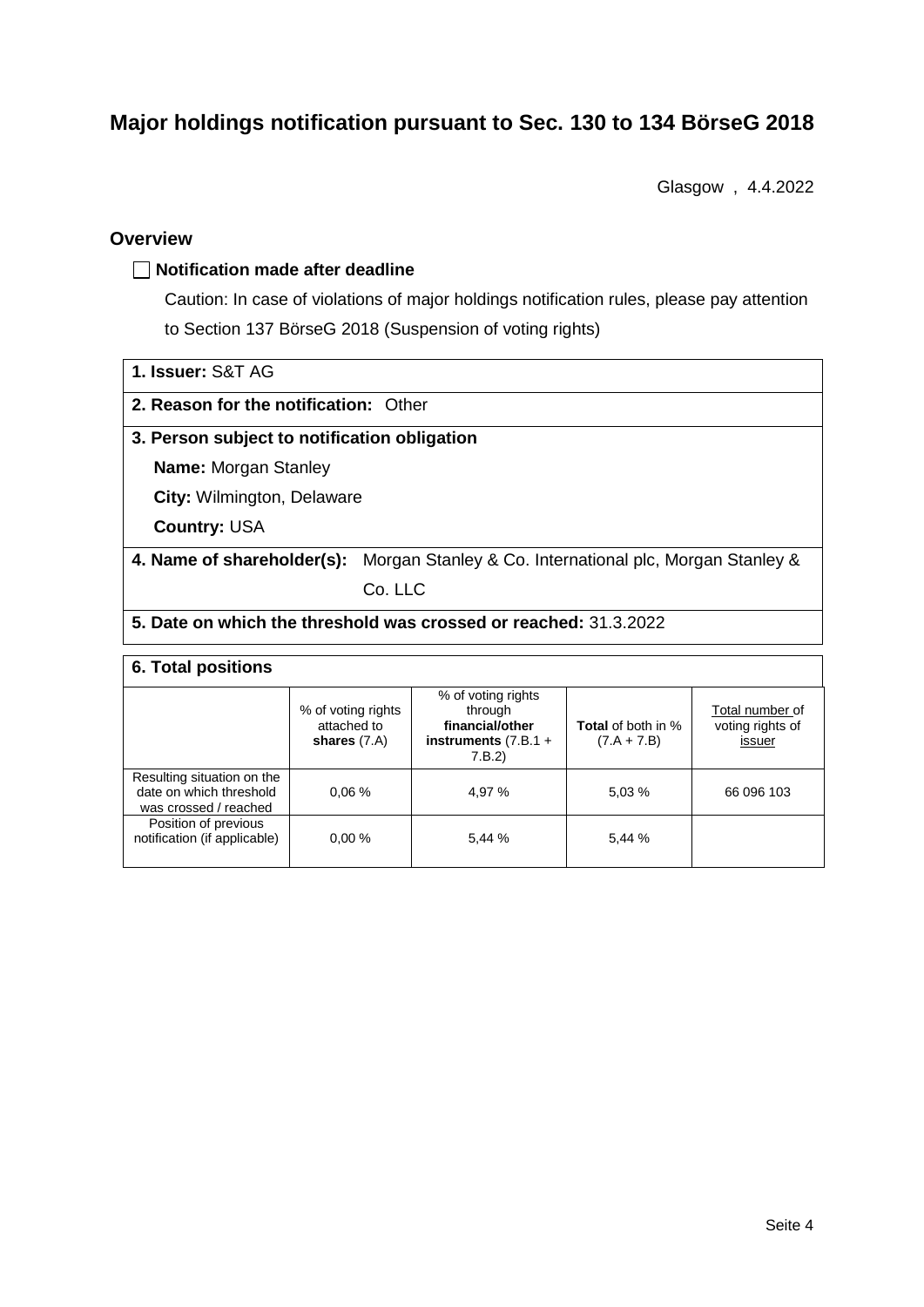# Major holdings notification pursuant to Sec. 130 to 134 BörseG 2018

Glasgow , 4.4.2022

## Overview

☐ **Notification made after deadline**

Caution: In case of violations of major holdings notification rules, please pay attention to Section 137 BörseG 2018 (Suspension of voting rights)

**1. Issuer:** S&T AG

**2. Reason for the notification:** Other

**3. Person subject to notification obligation**

**Name:** Morgan Stanley

**City:** Wilmington, Delaware

**Country:** USA

**4. Name of shareholder(s):** Morgan Stanley & Co. International plc, Morgan Stanley & Co. LLC

**5. Date on which the threshold was crossed or reached:** 31.3.2022

**6. Total positions**

| | % of voting rights attached to **shares** (7.A) | % of voting rights through **financial/other instruments** (7.B.1 + 7.B.2) | **Total** of both in % (7.A + 7.B) | Total number of voting rights of issuer |
|---|---|---|---|---|
| Resulting situation on the date on which threshold was crossed / reached | 0,06 % | 4,97 % | 5,03 % | 66 096 103 |
| Position of previous notification (if applicable) | 0,00 % | 5,44 % | 5,44 % | |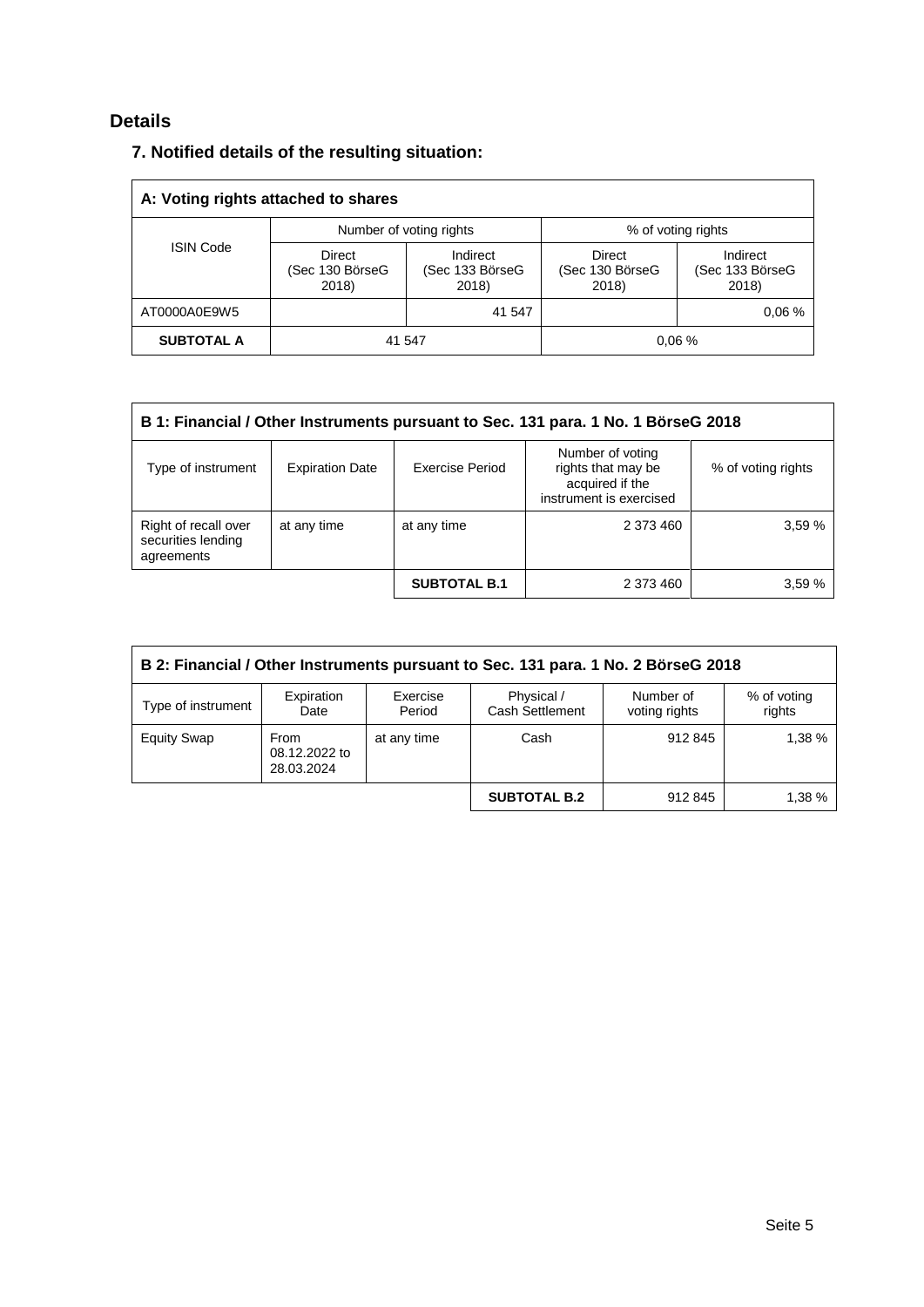## Details

### 7. Notified details of the resulting situation:

| A: Voting rights attached to shares | | | | |
|---|---|---|---|---|
| ISIN Code | Number of voting rights | | % of voting rights | |
| | Direct (Sec 130 BörseG 2018) | Indirect (Sec 133 BörseG 2018) | Direct (Sec 130 BörseG 2018) | Indirect (Sec 133 BörseG 2018) |
| AT0000A0E9W5 | | 41 547 | | 0,06 % |
| **SUBTOTAL A** | 41 547 | | 0,06 % | |

| B 1: Financial / Other Instruments pursuant to Sec. 131 para. 1 No. 1 BörseG 2018 | | | | |
|---|---|---|---|---|
| Type of instrument | Expiration Date | Exercise Period | Number of voting rights that may be acquired if the instrument is exercised | % of voting rights |
| Right of recall over securities lending agreements | at any time | at any time | 2 373 460 | 3,59 % |
| | | **SUBTOTAL B.1** | 2 373 460 | 3,59 % |

| B 2: Financial / Other Instruments pursuant to Sec. 131 para. 1 No. 2 BörseG 2018 | | | | | |
|---|---|---|---|---|---|
| Type of instrument | Expiration Date | Exercise Period | Physical / Cash Settlement | Number of voting rights | % of voting rights |
| Equity Swap | From 08.12.2022 to 28.03.2024 | at any time | Cash | 912 845 | 1,38 % |
| | | | **SUBTOTAL B.2** | 912 845 | 1,38 % |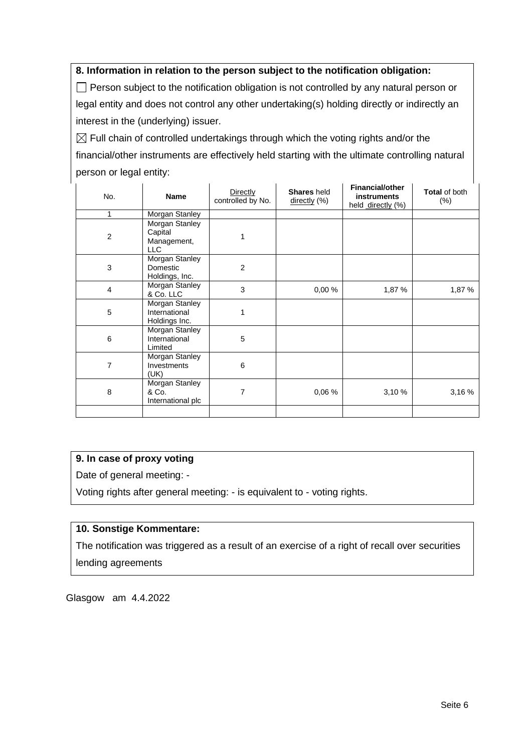## 8. Information in relation to the person subject to the notification obligation:

☐ Person subject to the notification obligation is not controlled by any natural person or legal entity and does not control any other undertaking(s) holding directly or indirectly an interest in the (underlying) issuer.

☒ Full chain of controlled undertakings through which the voting rights and/or the financial/other instruments are effectively held starting with the ultimate controlling natural person or legal entity:

| No. | **Name** | Directly controlled by No. | **Shares** held directly (%) | **Financial/other instruments** held directly (%) | **Total** of both (%) |
|---|---|---|---|---|---|
| 1 | Morgan Stanley | | | | |
| 2 | Morgan Stanley Capital Management, LLC | 1 | | | |
| 3 | Morgan Stanley Domestic Holdings, Inc. | 2 | | | |
| 4 | Morgan Stanley & Co. LLC | 3 | 0,00 % | 1,87 % | 1,87 % |
| 5 | Morgan Stanley International Holdings Inc. | 1 | | | |
| 6 | Morgan Stanley International Limited | 5 | | | |
| 7 | Morgan Stanley Investments (UK) | 6 | | | |
| 8 | Morgan Stanley & Co. International plc | 7 | 0,06 % | 3,10 % | 3,16 % |
| | | | | | |

## 9. In case of proxy voting

Date of general meeting: -

Voting rights after general meeting: - is equivalent to - voting rights.

## 10. Sonstige Kommentare:

The notification was triggered as a result of an exercise of a right of recall over securities lending agreements

Glasgow am 4.4.2022